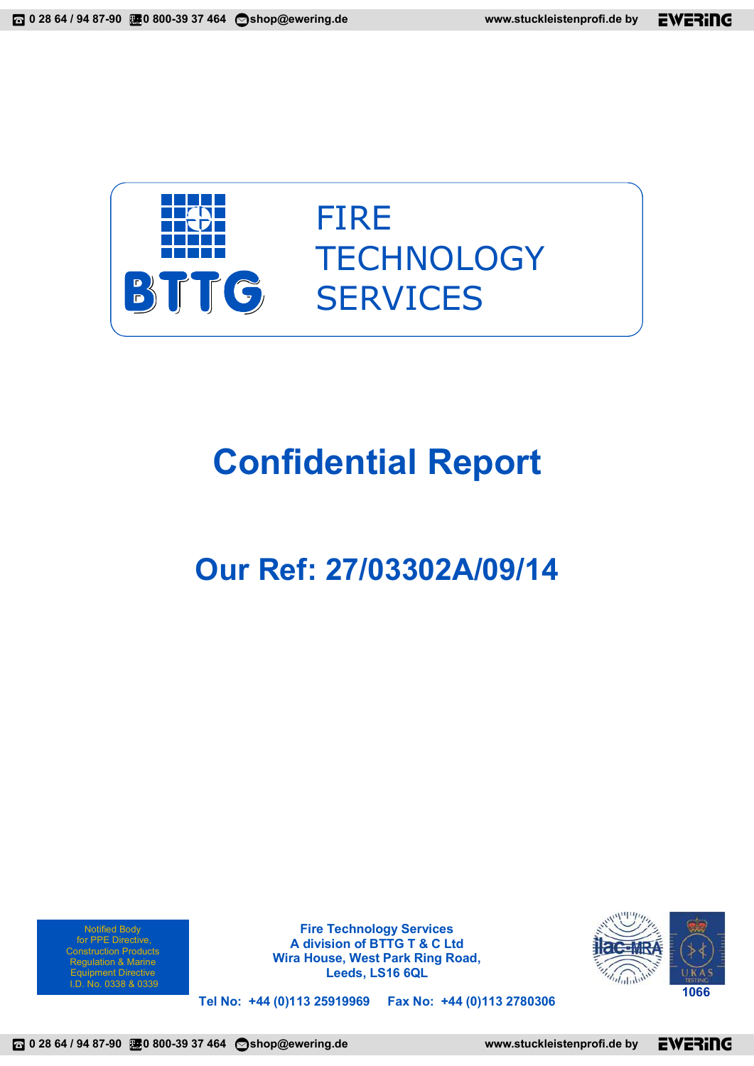BTTG

FIRE
TECHNOLOGY
SERVICES

# Confidential Report

## Our Ref: 27/03302A/09/14

Notified Body
for PPE Directive,
Construction Products
Regulation & Marine
Equipment Directive
I.D. No. 0338 & 0339

**Fire Technology Services**
**A division of BTTG T & C Ltd**
**Wira House, West Park Ring Road,**
**Leeds, LS16 6QL**

**Tel No: +44 (0)113 25919969 Fax No: +44 (0)113 2780306**

1066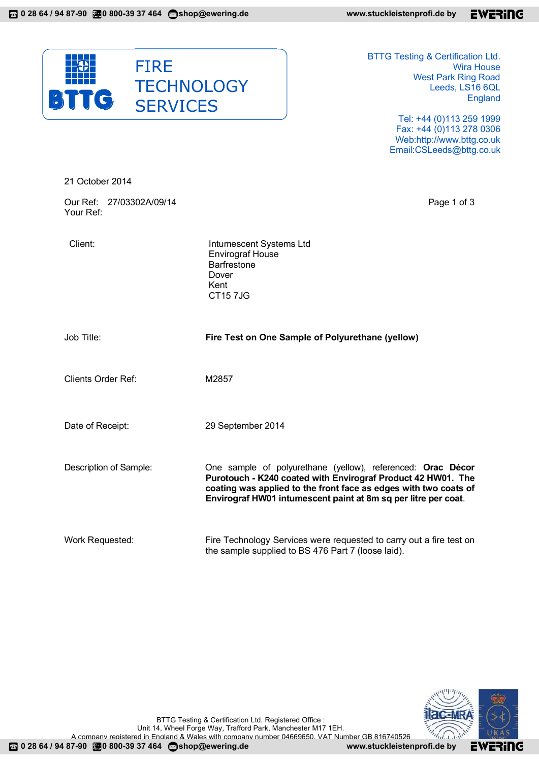FIRE TECHNOLOGY SERVICES

BTTG Testing & Certification Ltd.
Wira House
West Park Ring Road
Leeds, LS16 6QL
England

Tel: +44 (0)113 259 1999
Fax: +44 (0)113 278 0306
Web:http://www.bttg.co.uk
Email:CSLeeds@bttg.co.uk

21 October 2014

Our Ref: 27/03302A/09/14
Your Ref:

Page 1 of 3

| | |
|---|---|
| Client: | Intumescent Systems Ltd<br>Envirograf House<br>Barfrestone<br>Dover<br>Kent<br>CT15 7JG |
| Job Title: | **Fire Test on One Sample of Polyurethane (yellow)** |
| Clients Order Ref: | M2857 |
| Date of Receipt: | 29 September 2014 |
| Description of Sample: | One sample of polyurethane (yellow), referenced: **Orac Décor Purotouch - K240 coated with Envirograf Product 42 HW01. The coating was applied to the front face as edges with two coats of Envirograf HW01 intumescent paint at 8m sq per litre per coat**. |
| Work Requested: | Fire Technology Services were requested to carry out a fire test on the sample supplied to BS 476 Part 7 (loose laid). |

BTTG Testing & Certification Ltd. Registered Office :
Unit 14, Wheel Forge Way, Trafford Park, Manchester M17 1EH.
A company registered in England & Wales with company number 04669650. VAT Number GB 816740526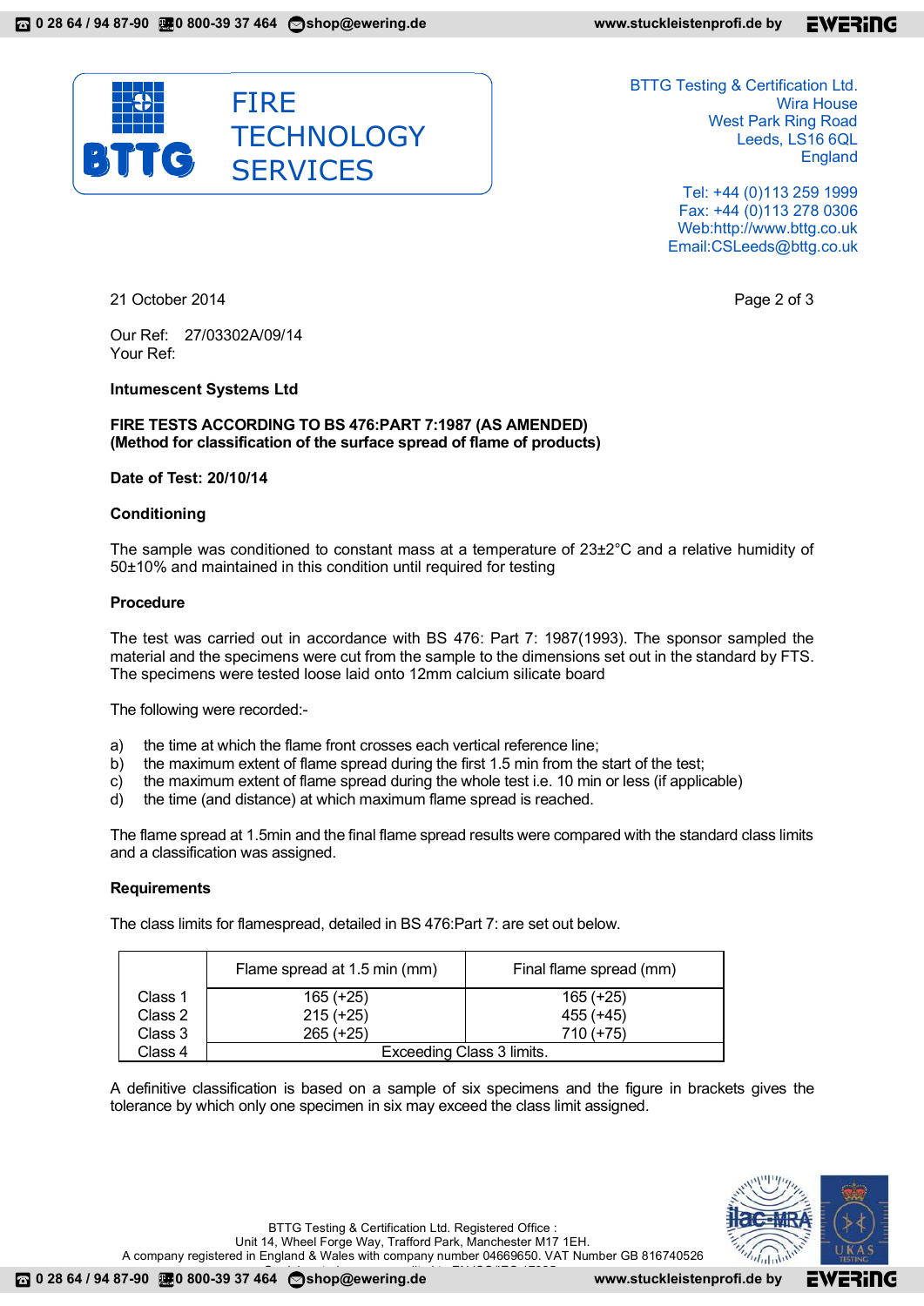BTTG Testing & Certification Ltd.
Wira House
West Park Ring Road
Leeds, LS16 6QL
England

Tel: +44 (0)113 259 1999
Fax: +44 (0)113 278 0306
Web:http://www.bttg.co.uk
Email:CSLeeds@bttg.co.uk

21 October 2014

Our Ref: 27/03302A/09/14
Your Ref:

**Intumescent Systems Ltd**

**FIRE TESTS ACCORDING TO BS 476:PART 7:1987 (AS AMENDED)**
**(Method for classification of the surface spread of flame of products)**

**Date of Test: 20/10/14**

**Conditioning**

The sample was conditioned to constant mass at a temperature of 23±2°C and a relative humidity of 50±10% and maintained in this condition until required for testing

**Procedure**

The test was carried out in accordance with BS 476: Part 7: 1987(1993). The sponsor sampled the material and the specimens were cut from the sample to the dimensions set out in the standard by FTS. The specimens were tested loose laid onto 12mm calcium silicate board

The following were recorded:-

a) the time at which the flame front crosses each vertical reference line;
b) the maximum extent of flame spread during the first 1.5 min from the start of the test;
c) the maximum extent of flame spread during the whole test i.e. 10 min or less (if applicable)
d) the time (and distance) at which maximum flame spread is reached.

The flame spread at 1.5min and the final flame spread results were compared with the standard class limits and a classification was assigned.

**Requirements**

The class limits for flamespread, detailed in BS 476:Part 7: are set out below.

| | Flame spread at 1.5 min (mm) | Final flame spread (mm) |
|---|---|---|
| Class 1 | 165 (+25) | 165 (+25) |
| Class 2 | 215 (+25) | 455 (+45) |
| Class 3 | 265 (+25) | 710 (+75) |
| Class 4 | Exceeding Class 3 limits. | |

A definitive classification is based on a sample of six specimens and the figure in brackets gives the tolerance by which only one specimen in six may exceed the class limit assigned.

BTTG Testing & Certification Ltd. Registered Office :
Unit 14, Wheel Forge Way, Trafford Park, Manchester M17 1EH.
A company registered in England & Wales with company number 04669650. VAT Number GB 816740526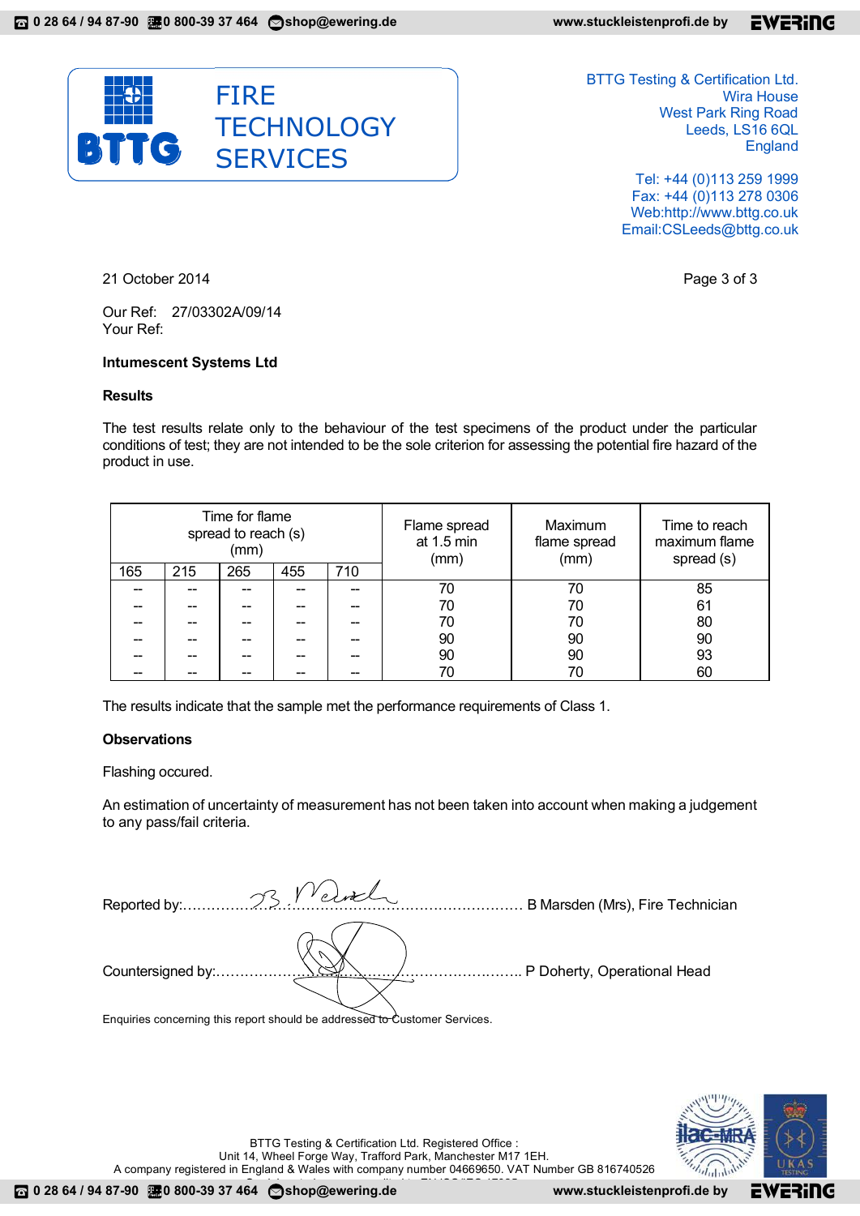FIRE
TECHNOLOGY
SERVICES

BTTG Testing & Certification Ltd.
Wira House
West Park Ring Road
Leeds, LS16 6QL
England

Tel: +44 (0)113 259 1999
Fax: +44 (0)113 278 0306
Web:http://www.bttg.co.uk
Email:CSLeeds@bttg.co.uk

21 October 2014

Our Ref: 27/03302A/09/14
Your Ref:

**Intumescent Systems Ltd**

**Results**

The test results relate only to the behaviour of the test specimens of the product under the particular conditions of test; they are not intended to be the sole criterion for assessing the potential fire hazard of the product in use.

| Time for flame spread to reach (s) (mm) | | | | | Flame spread at 1.5 min (mm) | Maximum flame spread (mm) | Time to reach maximum flame spread (s) |
|---|---|---|---|---|---|---|---|
| 165 | 215 | 265 | 455 | 710 | | | |
| -- | -- | -- | -- | -- | 70 | 70 | 85 |
| -- | -- | -- | -- | -- | 70 | 70 | 61 |
| -- | -- | -- | -- | -- | 70 | 70 | 80 |
| -- | -- | -- | -- | -- | 90 | 90 | 90 |
| -- | -- | -- | -- | -- | 90 | 90 | 93 |
| -- | -- | -- | -- | -- | 70 | 70 | 60 |

The results indicate that the sample met the performance requirements of Class 1.

**Observations**

Flashing occured.

An estimation of uncertainty of measurement has not been taken into account when making a judgement to any pass/fail criteria.

Reported by:………………………………………………………………… B Marsden (Mrs), Fire Technician

Countersigned by:……………………………………………………….. P Doherty, Operational Head

Enquiries concerning this report should be addressed to Customer Services.

BTTG Testing & Certification Ltd. Registered Office :
Unit 14, Wheel Forge Way, Trafford Park, Manchester M17 1EH.
A company registered in England & Wales with company number 04669650. VAT Number GB 816740526